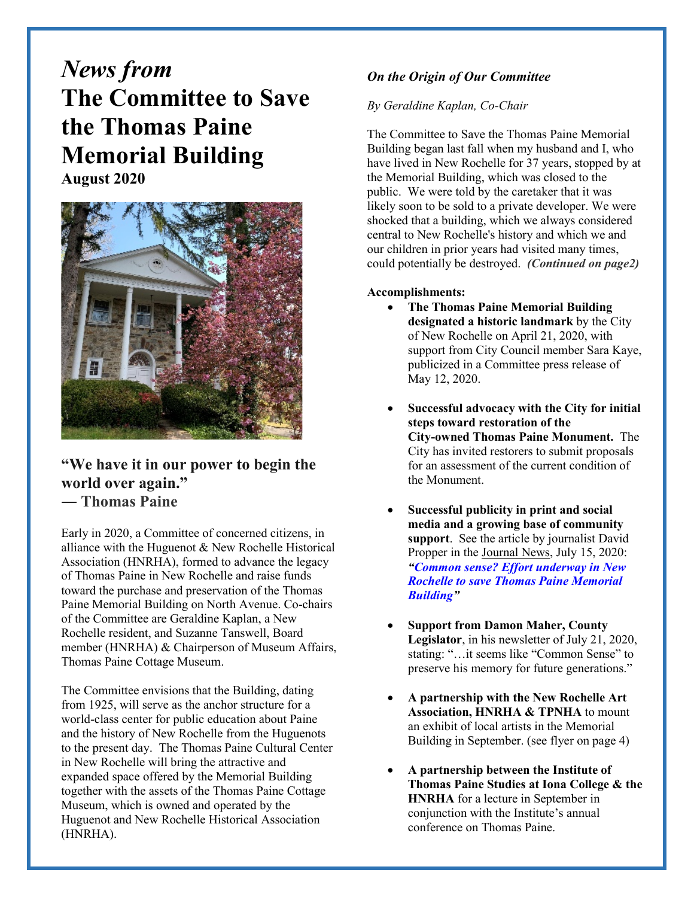# *News from*
# The Committee to Save the Thomas Paine Memorial Building
**August 2020**

## "We have it in our power to begin the world over again."
## — Thomas Paine

Early in 2020, a Committee of concerned citizens, in alliance with the Huguenot & New Rochelle Historical Association (HNRHA), formed to advance the legacy of Thomas Paine in New Rochelle and raise funds toward the purchase and preservation of the Thomas Paine Memorial Building on North Avenue. Co-chairs of the Committee are Geraldine Kaplan, a New Rochelle resident, and Suzanne Tanswell, Board member (HNRHA) & Chairperson of Museum Affairs, Thomas Paine Cottage Museum.

The Committee envisions that the Building, dating from 1925, will serve as the anchor structure for a world-class center for public education about Paine and the history of New Rochelle from the Huguenots to the present day. The Thomas Paine Cultural Center in New Rochelle will bring the attractive and expanded space offered by the Memorial Building together with the assets of the Thomas Paine Cottage Museum, which is owned and operated by the Huguenot and New Rochelle Historical Association (HNRHA).

### *On the Origin of Our Committee*

*By Geraldine Kaplan, Co-Chair*

The Committee to Save the Thomas Paine Memorial Building began last fall when my husband and I, who have lived in New Rochelle for 37 years, stopped by at the Memorial Building, which was closed to the public. We were told by the caretaker that it was likely soon to be sold to a private developer. We were shocked that a building, which we always considered central to New Rochelle's history and which we and our children in prior years had visited many times, could potentially be destroyed. ***(Continued on page2)***

**Accomplishments:**

- **The Thomas Paine Memorial Building designated a historic landmark** by the City of New Rochelle on April 21, 2020, with support from City Council member Sara Kaye, publicized in a Committee press release of May 12, 2020.

- **Successful advocacy with the City for initial steps toward restoration of the City-owned Thomas Paine Monument.** The City has invited restorers to submit proposals for an assessment of the current condition of the Monument.

- **Successful publicity in print and social media and a growing base of community support**. See the article by journalist David Propper in the Journal News, July 15, 2020: ***"Common sense? Effort underway in New Rochelle to save Thomas Paine Memorial Building"***

- **Support from Damon Maher, County Legislator**, in his newsletter of July 21, 2020, stating: "…it seems like "Common Sense" to preserve his memory for future generations."

- **A partnership with the New Rochelle Art Association, HNRHA & TPNHA** to mount an exhibit of local artists in the Memorial Building in September. (see flyer on page 4)

- **A partnership between the Institute of Thomas Paine Studies at Iona College & the HNRHA** for a lecture in September in conjunction with the Institute's annual conference on Thomas Paine.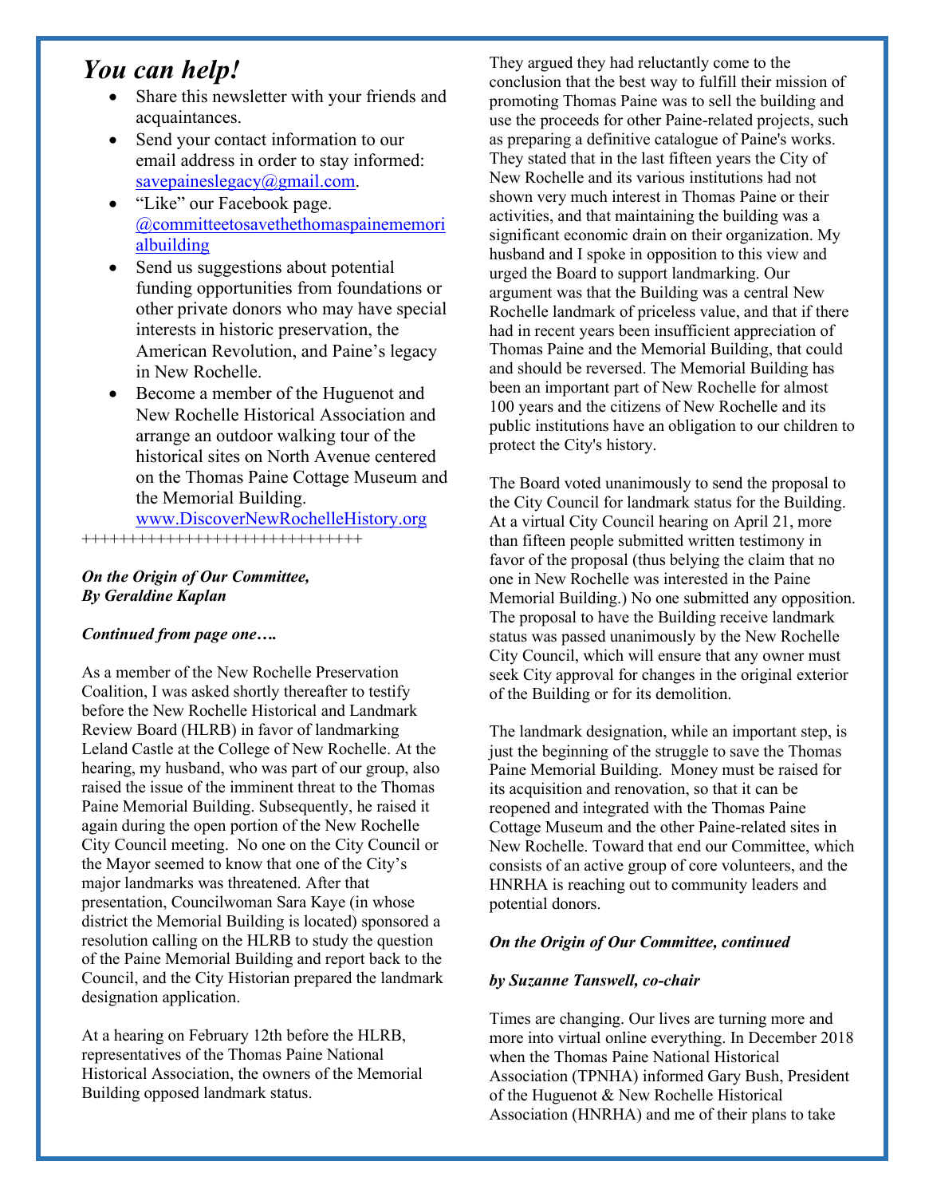# *You can help!*

- Share this newsletter with your friends and acquaintances.
- Send your contact information to our email address in order to stay informed: savepaineslegacy@gmail.com.
- "Like" our Facebook page. @committeetosavethethomaspainememorialbuilding
- Send us suggestions about potential funding opportunities from foundations or other private donors who may have special interests in historic preservation, the American Revolution, and Paine's legacy in New Rochelle.
- Become a member of the Huguenot and New Rochelle Historical Association and arrange an outdoor walking tour of the historical sites on North Avenue centered on the Thomas Paine Cottage Museum and the Memorial Building. www.DiscoverNewRochelleHistory.org

+++++++++++++++++++++++++++++

***On the Origin of Our Committee, By Geraldine Kaplan***

***Continued from page one….***

As a member of the New Rochelle Preservation Coalition, I was asked shortly thereafter to testify before the New Rochelle Historical and Landmark Review Board (HLRB) in favor of landmarking Leland Castle at the College of New Rochelle. At the hearing, my husband, who was part of our group, also raised the issue of the imminent threat to the Thomas Paine Memorial Building. Subsequently, he raised it again during the open portion of the New Rochelle City Council meeting. No one on the City Council or the Mayor seemed to know that one of the City's major landmarks was threatened. After that presentation, Councilwoman Sara Kaye (in whose district the Memorial Building is located) sponsored a resolution calling on the HLRB to study the question of the Paine Memorial Building and report back to the Council, and the City Historian prepared the landmark designation application.

At a hearing on February 12th before the HLRB, representatives of the Thomas Paine National Historical Association, the owners of the Memorial Building opposed landmark status.

They argued they had reluctantly come to the conclusion that the best way to fulfill their mission of promoting Thomas Paine was to sell the building and use the proceeds for other Paine-related projects, such as preparing a definitive catalogue of Paine's works. They stated that in the last fifteen years the City of New Rochelle and its various institutions had not shown very much interest in Thomas Paine or their activities, and that maintaining the building was a significant economic drain on their organization. My husband and I spoke in opposition to this view and urged the Board to support landmarking. Our argument was that the Building was a central New Rochelle landmark of priceless value, and that if there had in recent years been insufficient appreciation of Thomas Paine and the Memorial Building, that could and should be reversed. The Memorial Building has been an important part of New Rochelle for almost 100 years and the citizens of New Rochelle and its public institutions have an obligation to our children to protect the City's history.

The Board voted unanimously to send the proposal to the City Council for landmark status for the Building. At a virtual City Council hearing on April 21, more than fifteen people submitted written testimony in favor of the proposal (thus belying the claim that no one in New Rochelle was interested in the Paine Memorial Building.) No one submitted any opposition. The proposal to have the Building receive landmark status was passed unanimously by the New Rochelle City Council, which will ensure that any owner must seek City approval for changes in the original exterior of the Building or for its demolition.

The landmark designation, while an important step, is just the beginning of the struggle to save the Thomas Paine Memorial Building. Money must be raised for its acquisition and renovation, so that it can be reopened and integrated with the Thomas Paine Cottage Museum and the other Paine-related sites in New Rochelle. Toward that end our Committee, which consists of an active group of core volunteers, and the HNRHA is reaching out to community leaders and potential donors.

***On the Origin of Our Committee, continued***

***by Suzanne Tanswell, co-chair***

Times are changing. Our lives are turning more and more into virtual online everything. In December 2018 when the Thomas Paine National Historical Association (TPNHA) informed Gary Bush, President of the Huguenot & New Rochelle Historical Association (HNRHA) and me of their plans to take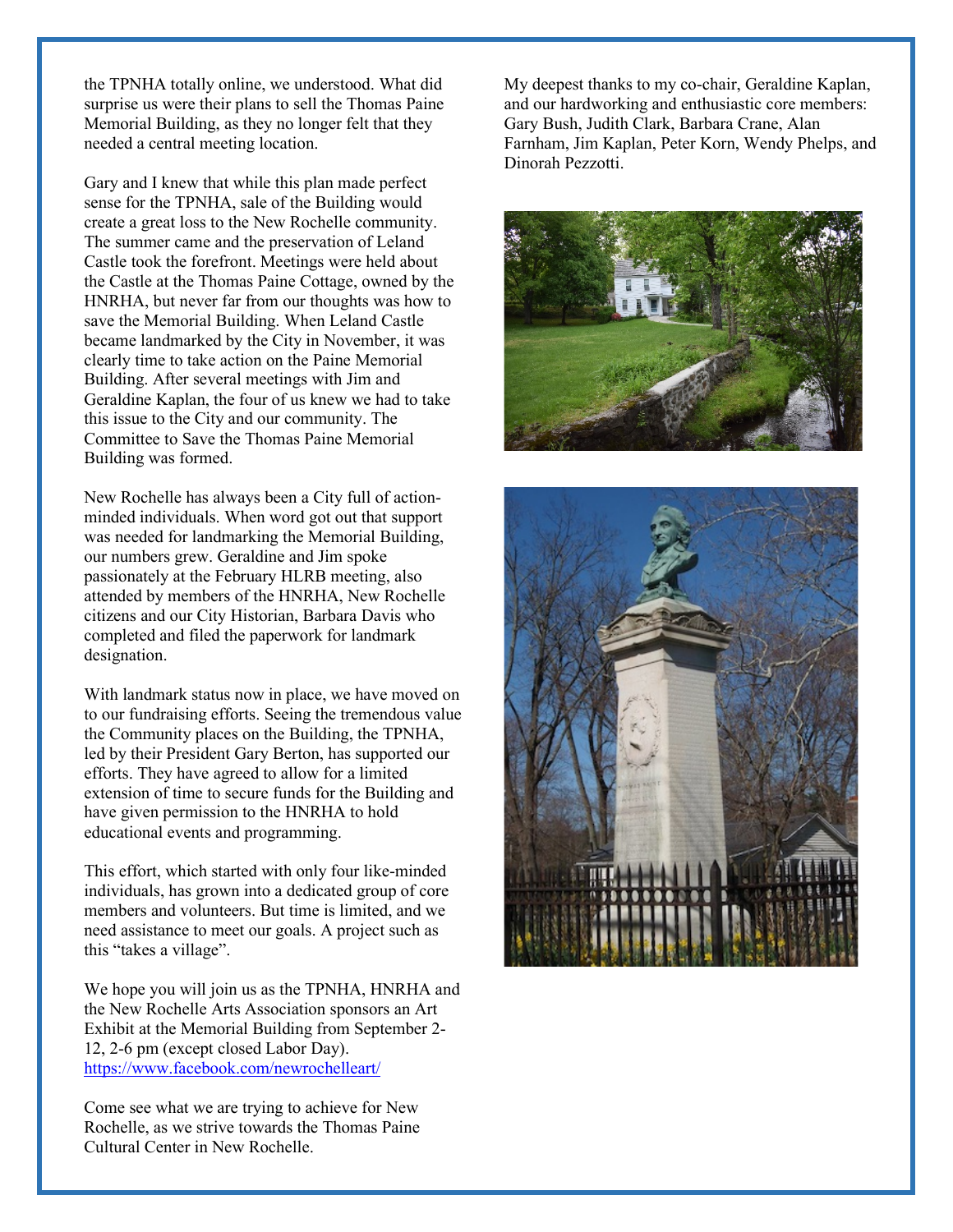the TPNHA totally online, we understood. What did surprise us were their plans to sell the Thomas Paine Memorial Building, as they no longer felt that they needed a central meeting location.

Gary and I knew that while this plan made perfect sense for the TPNHA, sale of the Building would create a great loss to the New Rochelle community. The summer came and the preservation of Leland Castle took the forefront. Meetings were held about the Castle at the Thomas Paine Cottage, owned by the HNRHA, but never far from our thoughts was how to save the Memorial Building. When Leland Castle became landmarked by the City in November, it was clearly time to take action on the Paine Memorial Building. After several meetings with Jim and Geraldine Kaplan, the four of us knew we had to take this issue to the City and our community. The Committee to Save the Thomas Paine Memorial Building was formed.

New Rochelle has always been a City full of action-minded individuals. When word got out that support was needed for landmarking the Memorial Building, our numbers grew. Geraldine and Jim spoke passionately at the February HLRB meeting, also attended by members of the HNRHA, New Rochelle citizens and our City Historian, Barbara Davis who completed and filed the paperwork for landmark designation.

With landmark status now in place, we have moved on to our fundraising efforts. Seeing the tremendous value the Community places on the Building, the TPNHA, led by their President Gary Berton, has supported our efforts. They have agreed to allow for a limited extension of time to secure funds for the Building and have given permission to the HNRHA to hold educational events and programming.

This effort, which started with only four like-minded individuals, has grown into a dedicated group of core members and volunteers. But time is limited, and we need assistance to meet our goals. A project such as this "takes a village".

We hope you will join us as the TPNHA, HNRHA and the New Rochelle Arts Association sponsors an Art Exhibit at the Memorial Building from September 2-12, 2-6 pm (except closed Labor Day). https://www.facebook.com/newrochelleart/

Come see what we are trying to achieve for New Rochelle, as we strive towards the Thomas Paine Cultural Center in New Rochelle.

My deepest thanks to my co-chair, Geraldine Kaplan, and our hardworking and enthusiastic core members: Gary Bush, Judith Clark, Barbara Crane, Alan Farnham, Jim Kaplan, Peter Korn, Wendy Phelps, and Dinorah Pezzotti.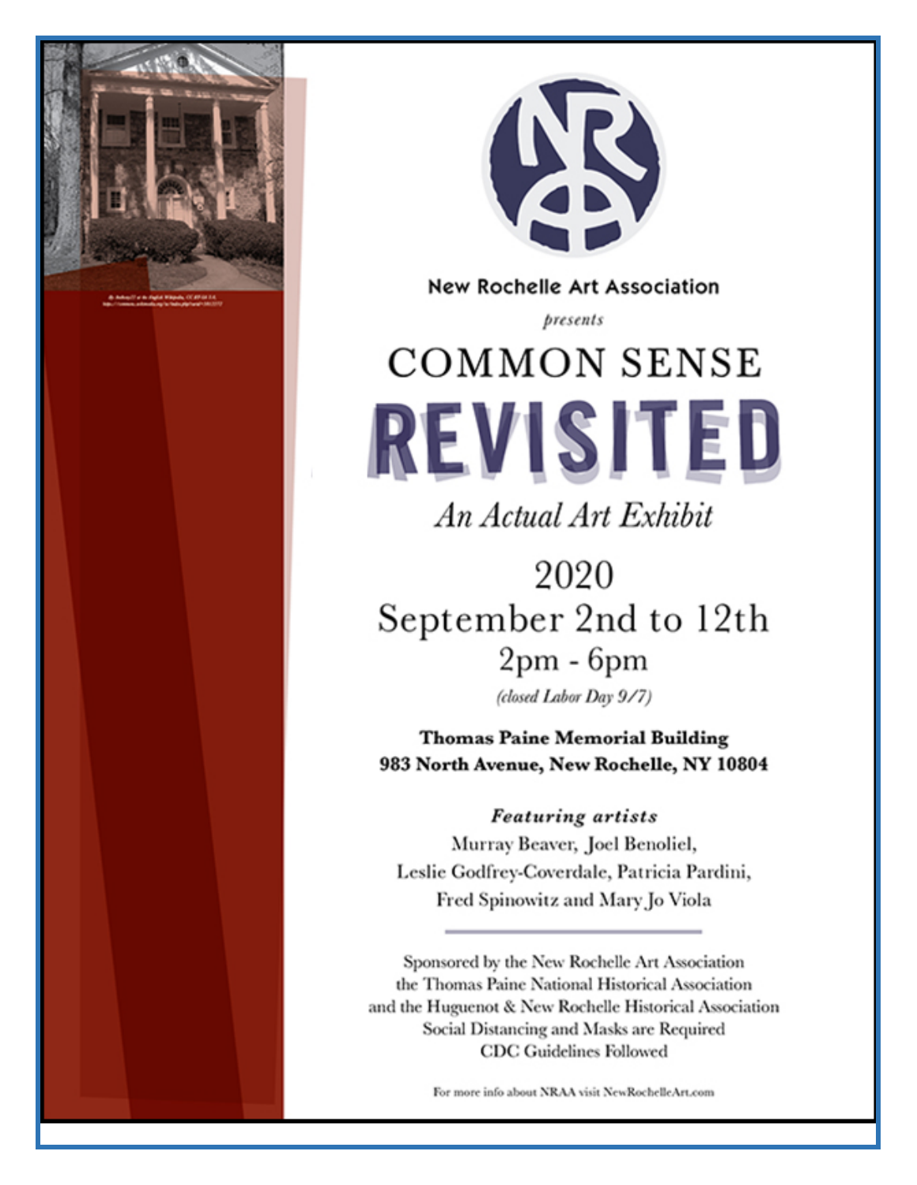New Rochelle Art Association

*presents*

# COMMON SENSE
# REVISITED

*An Actual Art Exhibit*

## 2020
## September 2nd to 12th
## 2pm - 6pm

*(closed Labor Day 9/7)*

**Thomas Paine Memorial Building**
**983 North Avenue, New Rochelle, NY 10804**

***Featuring artists***

Murray Beaver, Joel Benoliel,
Leslie Godfrey-Coverdale, Patricia Pardini,
Fred Spinowitz and Mary Jo Viola

---

Sponsored by the New Rochelle Art Association
the Thomas Paine National Historical Association
and the Huguenot & New Rochelle Historical Association
Social Distancing and Masks are Required
CDC Guidelines Followed

For more info about NRAA visit NewRochelleArt.com